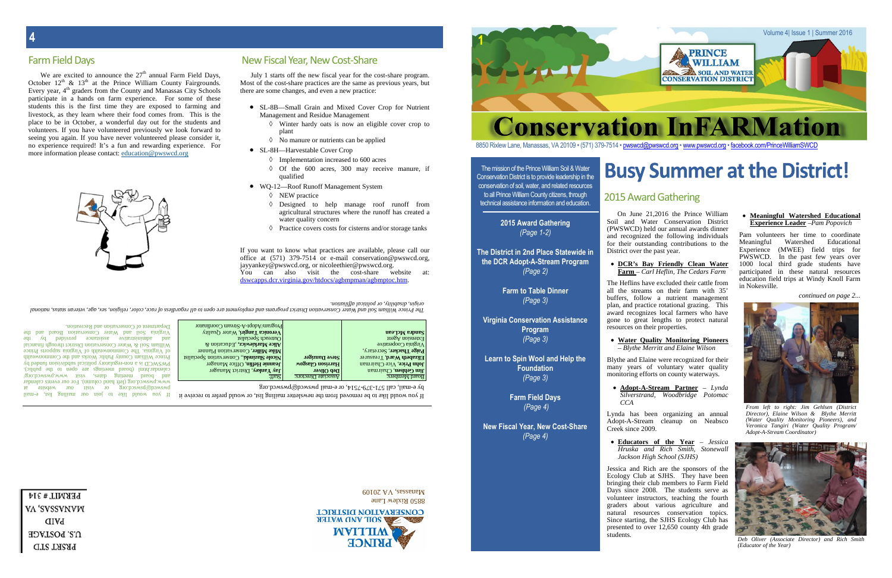## Farm Field Days

We are excited to announce the 27th annual Farm Field Days, October 12th & 13th at the Prince William County Fairgrounds. Every year, 4th graders from the County and Manassas City Schools participate in a hands on farm experience. For some of these students this is the first time they are exposed to farming and livestock, as they learn where their food comes from. This is the place to be in October, a wonderful day out for the students and volunteers. If you have volunteered previously we look forward to seeing you again. If you have never volunteered please consider it, no experience required! It's a fun and rewarding experience. For more information please contact: education@pwswcd.org

## New Fiscal Year, New Cost-Share

July 1 starts off the new fiscal year for the cost-share program. Most of the cost-share practices are the same as previous years, but there are some changes, and even a new practice:

- SL-8B—Small Grain and Mixed Cover Crop for Nutrient Management and Residue Management
  - ◊ Winter hardy oats is now an eligible cover crop to plant
  - ◊ No manure or nutrients can be applied
- SL-8H—Harvestable Cover Crop
  - ◊ Implementation increased to 600 acres
  - ◊ Of the 600 acres, 300 may receive manure, if qualified
- WQ-12—Roof Runoff Management System
  - ◊ NEW practice
  - ◊ Designed to help manage roof runoff from agricultural structures where the runoff has created a water quality concern
  - ◊ Practice covers costs for cisterns and/or storage tanks

If you want to know what practices are available, please call our office at (571) 379-7514 or e-mail conservation@pwswcd.org, jayyankey@pwswcd.org, or nicoleethier@pwswcd.org. You can also visit the cost-share website at: dswcapps.dcr.virginia.gov/htdocs/agbmpman/agbmptoc.htm.

*The Prince William Soil and Water Conservation District programs and employment are open to all regardless of race, color, religion, sex, age, veteran status, national origin, disability, or political affiliation.*

If you would like to be removed from the newsletter mailing list, or would prefer to receive it by e-mail, call 571-379-7514, or e-mail pwswcd@pwswcd.org

| Board Members: | Associate Directors: | Staff: |
|---|---|---|
| **Jim Gehlsen**, Chairman | **Deb Oliver** | **Jay Yankey**, District Manager |
| **John Price**, Vice-Chairman | **Harrison Glasgow** | **Jeannie Heflin**, Office Manager |
| **Elizabeth Ward**, Treasurer | **Steve Danziger** | **Nicole Slazinski**, Conservation Specialist |
| **Paige Thacker**, Secretary, Virginia Cooperative Extension Agent | | **Mike Miller**, Conservation Planner |
| **Sandra McLean** | | **Alice Markiewicz**, Education & Outreach Specialist |
| | | **Veronica Tangiri**, Water Quality Program/Adopt-A-Stream Coordinator |

If you would like to join our mailing list, e-mail pwswcd@pwswcd.org or visit our website at www.pwswcd.org (left hand column). For our events calendar and board meeting dates, visit www.pwswcd.org/calendar.html (Board meetings are open to the public). PWSWCD is a non-regulatory political subdivision funded by Prince William County Public Works and the Commonwealth of Virginia. The Commonwealth of Virginia supports Prince William Soil & Water Conservation District through financial and administrative assistance provided by the Virginia Soil and Water Conservation Board and the Department of Conservation and Recreation.

PRINCE WILLIAM SOIL AND WATER CONSERVATION DISTRICT
8850 Rixlew Lane
Manassas, VA 20109

PRSRT STD
U.S. POSTAGE
PAID
MANASSAS, VA
PERMIT # 314

---

Volume 4| Issue 1 | Summer 2016

PRINCE WILLIAM SOIL AND WATER CONSERVATION DISTRICT

# Conservation InFARMation

8850 Rixlew Lane, Manassas, VA 20109 • (571) 379-7514 • pwswcd@pwswcd.org • www.pwswcd.org • facebook.com/PrinceWilliamSWCD

The mission of the Prince William Soil & Water Conservation District is to provide leadership in the conservation of soil, water, and related resources to all Prince William County citizens, through technical assistance information and education.

**2015 Award Gathering** *(Page 1-2)*

**The District in 2nd Place Statewide in the DCR Adopt-A-Stream Program** *(Page 2)*

**Farm to Table Dinner** *(Page 3)*

**Virginia Conservation Assistance Program** *(Page 3)*

**Learn to Spin Wool and Help the Foundation** *(Page 3)*

**Farm Field Days** *(Page 4)*

**New Fiscal Year, New Cost-Share** *(Page 4)*

# Busy Summer at the District!

## 2015 Award Gathering

On June 21,2016 the Prince William Soil and Water Conservation District (PWSWCD) held our annual awards dinner and recognized the following individuals for their outstanding contributions to the District over the past year.

- **DCR's Bay Friendly Clean Water Farm** – *Carl Heflin, The Cedars Farm*

The Heflins have excluded their cattle from all the streams on their farm with 35' buffers, follow a nutrient management plan, and practice rotational grazing. This award recognizes local farmers who have gone to great lengths to protect natural resources on their properties.

- **Water Quality Monitoring Pioneers** – *Blythe Merritt and Elaine Wilson*

Blythe and Elaine were recognized for their many years of voluntary water quality monitoring efforts on county waterways.

- **Adopt-A-Stream Partner** – *Lynda Silverstrand, Woodbridge Potomac CCA*

Lynda has been organizing an annual Adopt-A-Stream cleanup on Neabsco Creek since 2009.

- **Educators of the Year** – *Jessica Hruska and Rich Smith, Stonewall Jackson High School (SJHS)*

Jessica and Rich are the sponsors of the Ecology Club at SJHS. They have been bringing their club members to Farm Field Days since 2008. The students serve as volunteer instructors, teaching the fourth graders about various agriculture and natural resources conservation topics. Since starting, the SJHS Ecology Club has presented to over 12,650 county 4th grade students.

- **Meaningful Watershed Educational Experience Leader** –*Pam Popovich*

Pam volunteers her time to coordinate Meaningful Watershed Educational Experience (MWEE) field trips for PWSWCD. In the past few years over 1000 local third grade students have participated in these natural resources education field trips at Windy Knoll Farm in Nokesville.

*continued on page 2...*

*From left to right: Jim Gehlsen (District Director), Elaine Wilson & Blythe Merritt (Water Quality Monitoring Pioneers), and Veronica Tangiri (Water Quality Program/ Adopt-A-Stream Coordinator)*

*Deb Oliver (Associate Director) and Rich Smith (Educator of the Year)*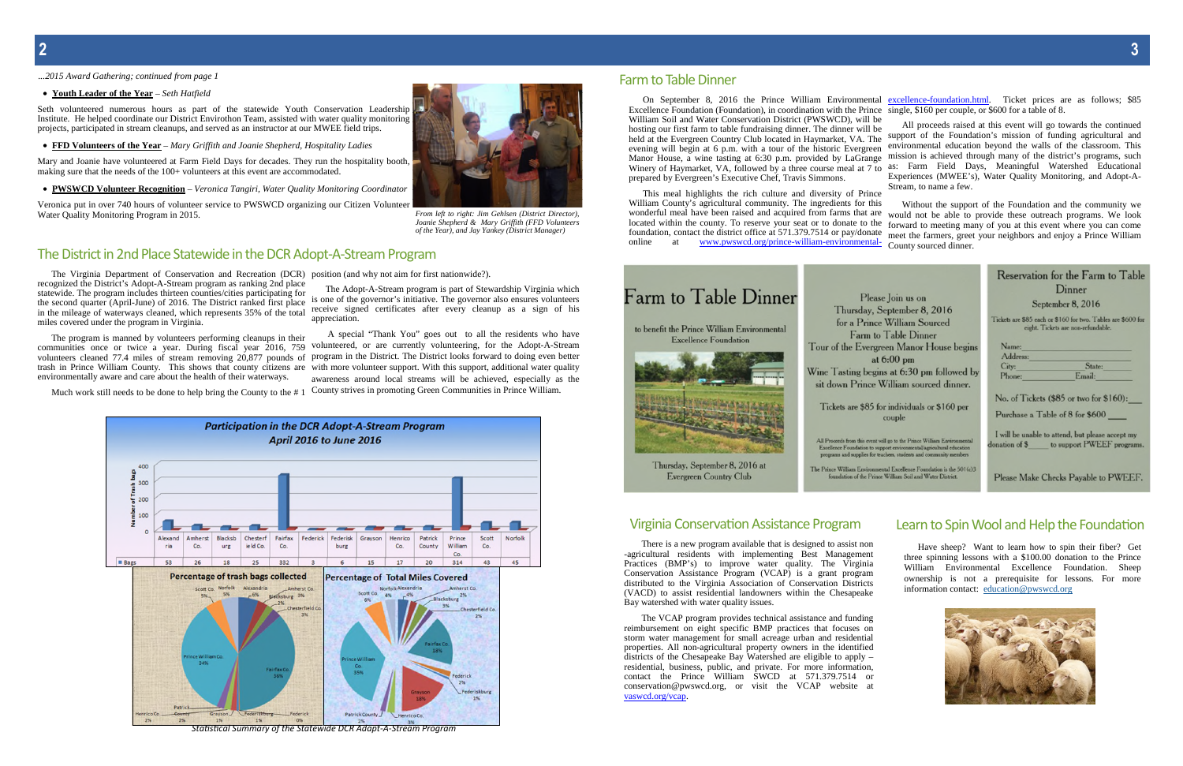*...2015 Award Gathering; continued from page 1*

- **Youth Leader of the Year** – *Seth Hatfield*

Seth volunteered numerous hours as part of the statewide Youth Conservation Leadership Institute. He helped coordinate our District Envirothon Team, assisted with water quality monitoring projects, participated in stream cleanups, and served as an instructor at our MWEE field trips.

- **FFD Volunteers of the Year** – *Mary Griffith and Joanie Shepherd, Hospitality Ladies*

Mary and Joanie have volunteered at Farm Field Days for decades. They run the hospitality booth, making sure that the needs of the 100+ volunteers at this event are accommodated.

- **PWSWCD Volunteer Recognition** – *Veronica Tangiri, Water Quality Monitoring Coordinator*

Veronica put in over 740 hours of volunteer service to PWSWCD organizing our Citizen Volunteer Water Quality Monitoring Program in 2015.

*From left to right: Jim Gehlsen (District Director), Joanie Shepherd & Mary Griffith (FFD Volunteers of the Year), and Jay Yankey (District Manager)*

## The District in 2nd Place Statewide in the DCR Adopt-A-Stream Program

The Virginia Department of Conservation and Recreation (DCR) recognized the District's Adopt-A-Stream program as ranking 2nd place statewide. The program includes thirteen counties/cities participating for the second quarter (April-June) of 2016. The District ranked first place in the mileage of waterways cleaned, which represents 35% of the total miles covered under the program in Virginia.

The program is manned by volunteers performing cleanups in their communities once or twice a year. During fiscal year 2016, 759 volunteers cleaned 77.4 miles of stream removing 20,877 pounds of trash in Prince William County. This shows that county citizens are environmentally aware and care about the health of their waterways.

Much work still needs to be done to help bring the County to the # 1 position (and why not aim for first nationwide?).

The Adopt-A-Stream program is part of Stewardship Virginia which is one of the governor's initiative. The governor also ensures volunteers receive signed certificates after every cleanup as a sign of his appreciation.

A special "Thank You" goes out to all the residents who have volunteered, or are currently volunteering, for the Adopt-A-Stream program in the District. The District looks forward to doing even better with more volunteer support. With this support, additional water quality awareness around local streams will be achieved, especially as the County strives in promoting Green Communities in Prince William.

**Participation in the DCR Adopt-A-Stream Program**
**April 2016 to June 2016**

Number of Trash Bags

Bags: Alexandria 53; Amherst Co. 26; Blacksburg 18; Chesterfield Co. 25; Fairfax Co. 332; Federick 3; Federiksburg 6; Grayson 15; Henrico Co. 17; Patrick County 20; Prince William Co. 314; Scott Co. 43; Norfolk 45

**Percentage of trash bags collected**

Scott Co. 5%; Norfolk 5%; Alexandria 6%; Amherst Co. 3%; Blacksburg 2%; Chesterfield Co. 3%; Fairfax Co. 36%; Federick 0%; Federiksburg 1%; Grayson 2%; Patrick County 2%; Henrico Co. 2%; Prince William Co. 34%

**Percentage of Total Miles Covered**

Scott Co. 6%; Norfolk 4%; Alexandria 4%; Amherst Co. 2%; Blacksburg 3%; Chesterfield Co. 2%; Fairfax Co. 18%; Federick 2%; Federiksburg 1%; Grayson 18%; Henrico Co. 3%; Patrick County 2%; Prince William Co. 35%

*Statistical Summary of the Statewide DCR Adopt-A-Stream Program*

## Farm to Table Dinner

On September 8, 2016 the Prince William Environmental Excellence Foundation (Foundation), in coordination with the Prince William Soil and Water Conservation District (PWSWCD), will be hosting our first farm to table fundraising dinner. The dinner will be held at the Evergreen Country Club located in Haymarket, VA. The evening will begin at 6 p.m. with a tour of the historic Evergreen Manor House, a wine tasting at 6:30 p.m. provided by LaGrange Winery of Haymarket, VA, followed by a three course meal at 7 to prepared by Evergreen's Executive Chef, Travis Simmons.

This meal highlights the rich culture and diversity of Prince William County's agricultural community. The ingredients for this wonderful meal have been raised and acquired from farms that are located within the county. To reserve your seat or to donate to the foundation, contact the district office at 571.379.7514 or pay/donate online at www.pwswcd.org/prince-william-environmental-excellence-foundation.html. Ticket prices are as follows; $85 single, $160 per couple, or $600 for a table of 8.

All proceeds raised at this event will go towards the continued support of the Foundation's mission of funding agricultural and environmental education beyond the walls of the classroom. This mission is achieved through many of the district's programs, such as: Farm Field Days, Meaningful Watershed Educational Experiences (MWEE's), Water Quality Monitoring, and Adopt-A-Stream, to name a few.

Without the support of the Foundation and the community we would not be able to provide these outreach programs. We look forward to meeting many of you at this event where you can come meet the farmers, greet your neighbors and enjoy a Prince William County sourced dinner.

**Farm to Table Dinner**

to benefit the Prince William Environmental Excellence Foundation

Thursday, September 8, 2016 at Evergreen Country Club

Please Join us on Thursday, September 8, 2016 for a Prince William Sourced Farm to Table Dinner

Tour of the Evergreen Manor House begins at 6:00 pm

Wine Tasting begins at 6:30 pm followed by sit down Prince William sourced dinner.

Tickets are $85 for individuals or $160 per couple

All Proceeds from this event will go to the Prince William Environmental Excellence Foundation to support environmental/agricultural education programs and supplies for teachers, students and community members

The Prince William Environmental Excellence Foundation is the 501(c)3 foundation of the Prince William Soil and Water District.

**Reservation for the Farm to Table Dinner**

September 8, 2016

Tickets are $85 each or $160 for two. Tables are $600 for eight. Tickets are non-refundable.

Name: ______
Address: ______
City: ______ State: ______
Phone: ______ Email: ______

No. of Tickets ($85 or two for $160): ___

Purchase a Table of 8 for $600 ___

I will be unable to attend, but please accept my donation of $_____ to support PWEEF programs.

Please Make Checks Payable to PWEEF.

## Virginia Conservation Assistance Program

There is a new program available that is designed to assist non-agricultural residents with implementing Best Management Practices (BMP's) to improve water quality. The Virginia Conservation Assistance Program (VCAP) is a grant program distributed to the Virginia Association of Conservation Districts (VACD) to assist residential landowners within the Chesapeake Bay watershed with water quality issues.

The VCAP program provides technical assistance and funding reimbursement on eight specific BMP practices that focuses on storm water management for small acreage urban and residential properties. All non-agricultural property owners in the identified districts of the Chesapeake Bay Watershed are eligible to apply – residential, business, public, and private. For more information, contact the Prince William SWCD at 571.379.7514 or conservation@pwswcd.org, or visit the VCAP website at vaswcd.org/vcap.

## Learn to Spin Wool and Help the Foundation

Have sheep? Want to learn how to spin their fiber? Get three spinning lessons with a $100.00 donation to the Prince William Environmental Excellence Foundation. Sheep ownership is not a prerequisite for lessons. For more information contact: education@pwswcd.org